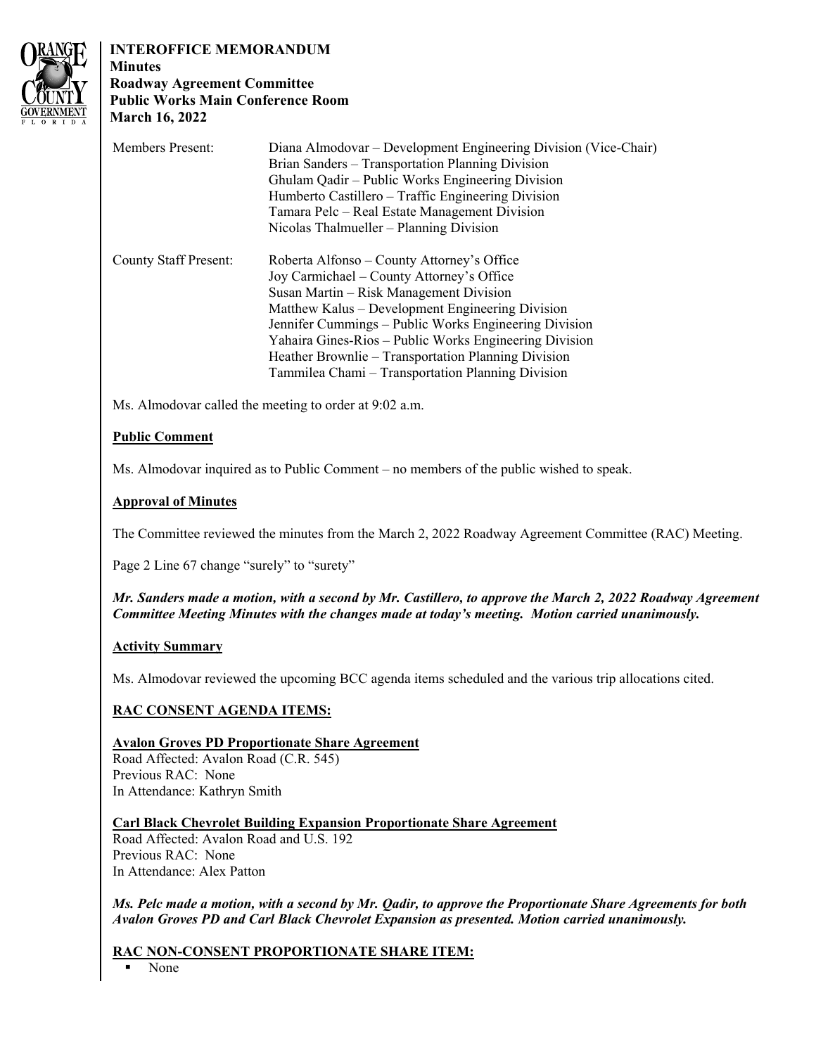**INTEROFFICE MEMORANDUM**
**Minutes**
**Roadway Agreement Committee**
**Public Works Main Conference Room**
**March 16, 2022**

| | |
|---|---|
| Members Present: | Diana Almodovar – Development Engineering Division (Vice-Chair)<br>Brian Sanders – Transportation Planning Division<br>Ghulam Qadir – Public Works Engineering Division<br>Humberto Castillero – Traffic Engineering Division<br>Tamara Pelc – Real Estate Management Division<br>Nicolas Thalmueller – Planning Division |
| County Staff Present: | Roberta Alfonso – County Attorney's Office<br>Joy Carmichael – County Attorney's Office<br>Susan Martin – Risk Management Division<br>Matthew Kalus – Development Engineering Division<br>Jennifer Cummings – Public Works Engineering Division<br>Yahaira Gines-Rios – Public Works Engineering Division<br>Heather Brownlie – Transportation Planning Division<br>Tammilea Chami – Transportation Planning Division |

Ms. Almodovar called the meeting to order at 9:02 a.m.

**Public Comment**

Ms. Almodovar inquired as to Public Comment – no members of the public wished to speak.

**Approval of Minutes**

The Committee reviewed the minutes from the March 2, 2022 Roadway Agreement Committee (RAC) Meeting.

Page 2 Line 67 change "surely" to "surety"

***Mr. Sanders made a motion, with a second by Mr. Castillero, to approve the March 2, 2022 Roadway Agreement Committee Meeting Minutes with the changes made at today's meeting. Motion carried unanimously.***

**Activity Summary**

Ms. Almodovar reviewed the upcoming BCC agenda items scheduled and the various trip allocations cited.

**RAC CONSENT AGENDA ITEMS:**

**Avalon Groves PD Proportionate Share Agreement**
Road Affected: Avalon Road (C.R. 545)
Previous RAC: None
In Attendance: Kathryn Smith

**Carl Black Chevrolet Building Expansion Proportionate Share Agreement**
Road Affected: Avalon Road and U.S. 192
Previous RAC: None
In Attendance: Alex Patton

***Ms. Pelc made a motion, with a second by Mr. Qadir, to approve the Proportionate Share Agreements for both Avalon Groves PD and Carl Black Chevrolet Expansion as presented. Motion carried unanimously.***

**RAC NON-CONSENT PROPORTIONATE SHARE ITEM:**

- None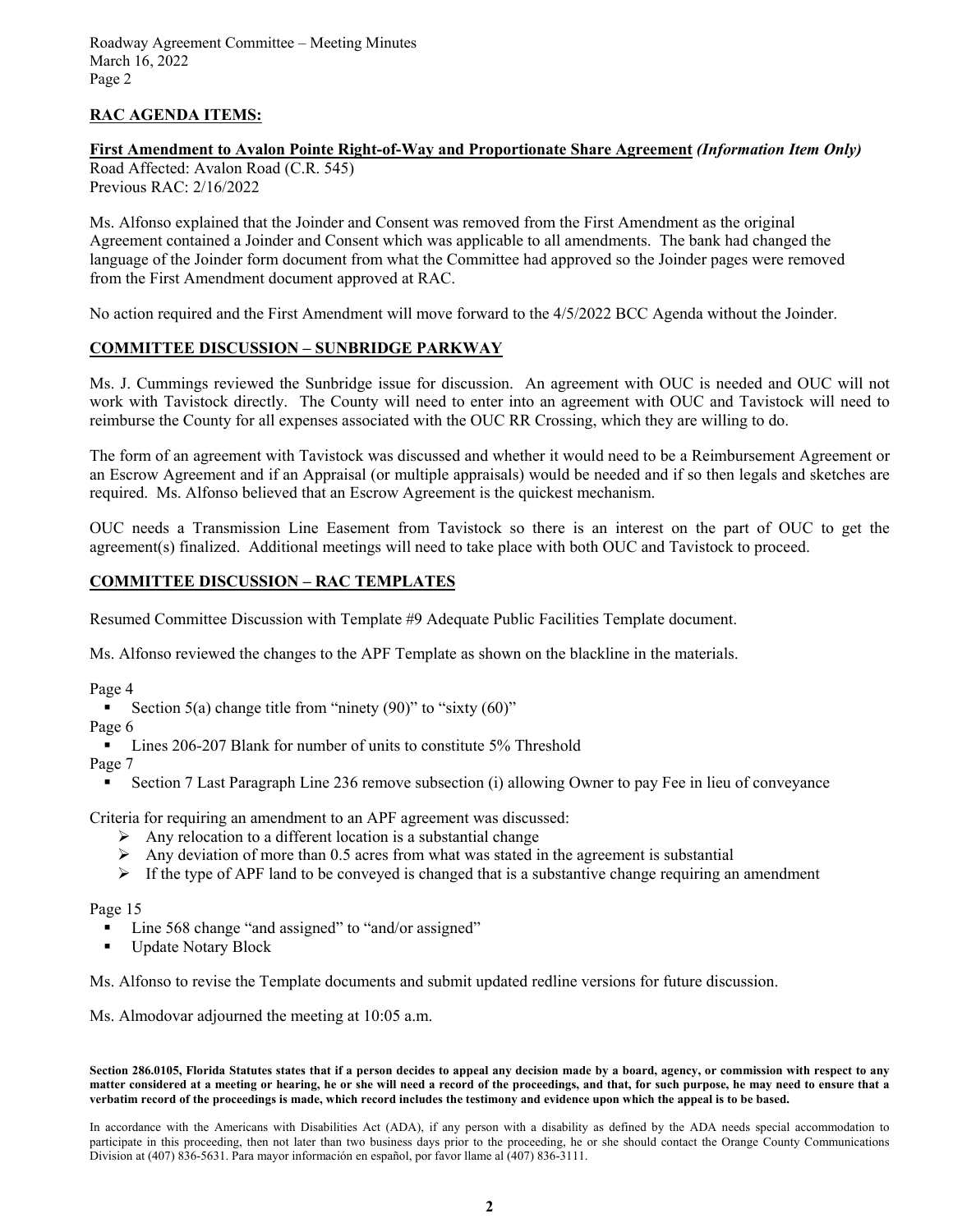## RAC AGENDA ITEMS:

**First Amendment to Avalon Pointe Right-of-Way and Proportionate Share Agreement** ***(Information Item Only)***
Road Affected: Avalon Road (C.R. 545)
Previous RAC: 2/16/2022

Ms. Alfonso explained that the Joinder and Consent was removed from the First Amendment as the original Agreement contained a Joinder and Consent which was applicable to all amendments. The bank had changed the language of the Joinder form document from what the Committee had approved so the Joinder pages were removed from the First Amendment document approved at RAC.

No action required and the First Amendment will move forward to the 4/5/2022 BCC Agenda without the Joinder.

## COMMITTEE DISCUSSION – SUNBRIDGE PARKWAY

Ms. J. Cummings reviewed the Sunbridge issue for discussion. An agreement with OUC is needed and OUC will not work with Tavistock directly. The County will need to enter into an agreement with OUC and Tavistock will need to reimburse the County for all expenses associated with the OUC RR Crossing, which they are willing to do.

The form of an agreement with Tavistock was discussed and whether it would need to be a Reimbursement Agreement or an Escrow Agreement and if an Appraisal (or multiple appraisals) would be needed and if so then legals and sketches are required. Ms. Alfonso believed that an Escrow Agreement is the quickest mechanism.

OUC needs a Transmission Line Easement from Tavistock so there is an interest on the part of OUC to get the agreement(s) finalized. Additional meetings will need to take place with both OUC and Tavistock to proceed.

## COMMITTEE DISCUSSION – RAC TEMPLATES

Resumed Committee Discussion with Template #9 Adequate Public Facilities Template document.

Ms. Alfonso reviewed the changes to the APF Template as shown on the blackline in the materials.

Page 4

- Section 5(a) change title from "ninety (90)" to "sixty (60)"

Page 6

- Lines 206-207 Blank for number of units to constitute 5% Threshold

Page 7

- Section 7 Last Paragraph Line 236 remove subsection (i) allowing Owner to pay Fee in lieu of conveyance

Criteria for requiring an amendment to an APF agreement was discussed:

- Any relocation to a different location is a substantial change
- Any deviation of more than 0.5 acres from what was stated in the agreement is substantial
- If the type of APF land to be conveyed is changed that is a substantive change requiring an amendment

Page 15

- Line 568 change "and assigned" to "and/or assigned"
- Update Notary Block

Ms. Alfonso to revise the Template documents and submit updated redline versions for future discussion.

Ms. Almodovar adjourned the meeting at 10:05 a.m.

**Section 286.0105, Florida Statutes states that if a person decides to appeal any decision made by a board, agency, or commission with respect to any matter considered at a meeting or hearing, he or she will need a record of the proceedings, and that, for such purpose, he may need to ensure that a verbatim record of the proceedings is made, which record includes the testimony and evidence upon which the appeal is to be based.**

In accordance with the Americans with Disabilities Act (ADA), if any person with a disability as defined by the ADA needs special accommodation to participate in this proceeding, then not later than two business days prior to the proceeding, he or she should contact the Orange County Communications Division at (407) 836-5631. Para mayor información en español, por favor llame al (407) 836-3111.